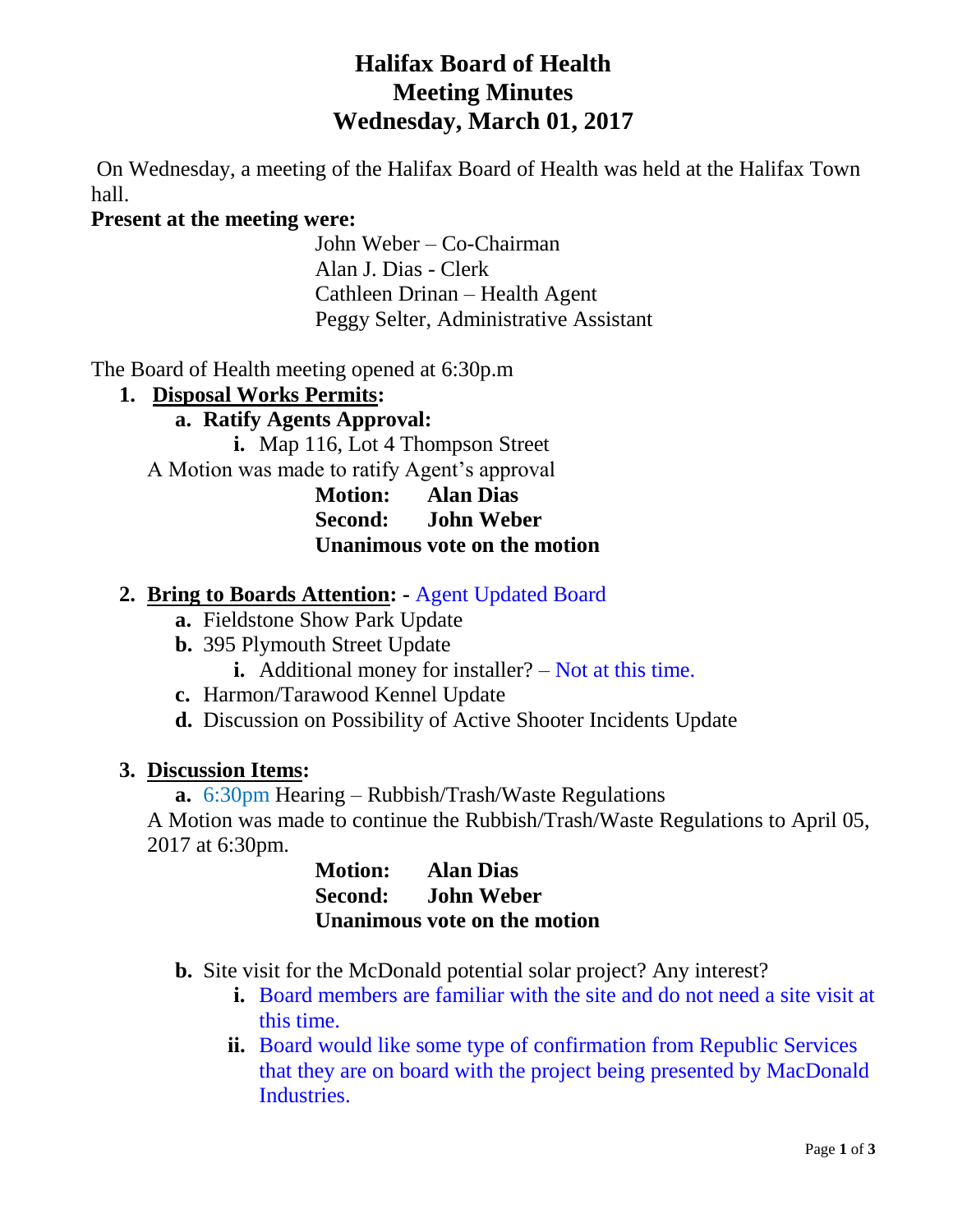# Halifax Board of Health
# Meeting Minutes
# Wednesday, March 01, 2017

On Wednesday, a meeting of the Halifax Board of Health was held at the Halifax Town hall.

**Present at the meeting were:**

John Weber – Co-Chairman
Alan J. Dias - Clerk
Cathleen Drinan – Health Agent
Peggy Selter, Administrative Assistant

The Board of Health meeting opened at 6:30p.m

1. **Disposal Works Permits:**
   a. **Ratify Agents Approval:**
      i. Map 116, Lot 4 Thompson Street

A Motion was made to ratify Agent's approval

**Motion: Alan Dias**
**Second: John Weber**
**Unanimous vote on the motion**

2. **Bring to Boards Attention: -** Agent Updated Board
   a. Fieldstone Show Park Update
   b. 395 Plymouth Street Update
      i. Additional money for installer? – Not at this time.
   c. Harmon/Tarawood Kennel Update
   d. Discussion on Possibility of Active Shooter Incidents Update

3. **Discussion Items:**
   a. 6:30pm Hearing – Rubbish/Trash/Waste Regulations

A Motion was made to continue the Rubbish/Trash/Waste Regulations to April 05, 2017 at 6:30pm.

**Motion: Alan Dias**
**Second: John Weber**
**Unanimous vote on the motion**

   b. Site visit for the McDonald potential solar project? Any interest?
      i. Board members are familiar with the site and do not need a site visit at this time.
      ii. Board would like some type of confirmation from Republic Services that they are on board with the project being presented by MacDonald Industries.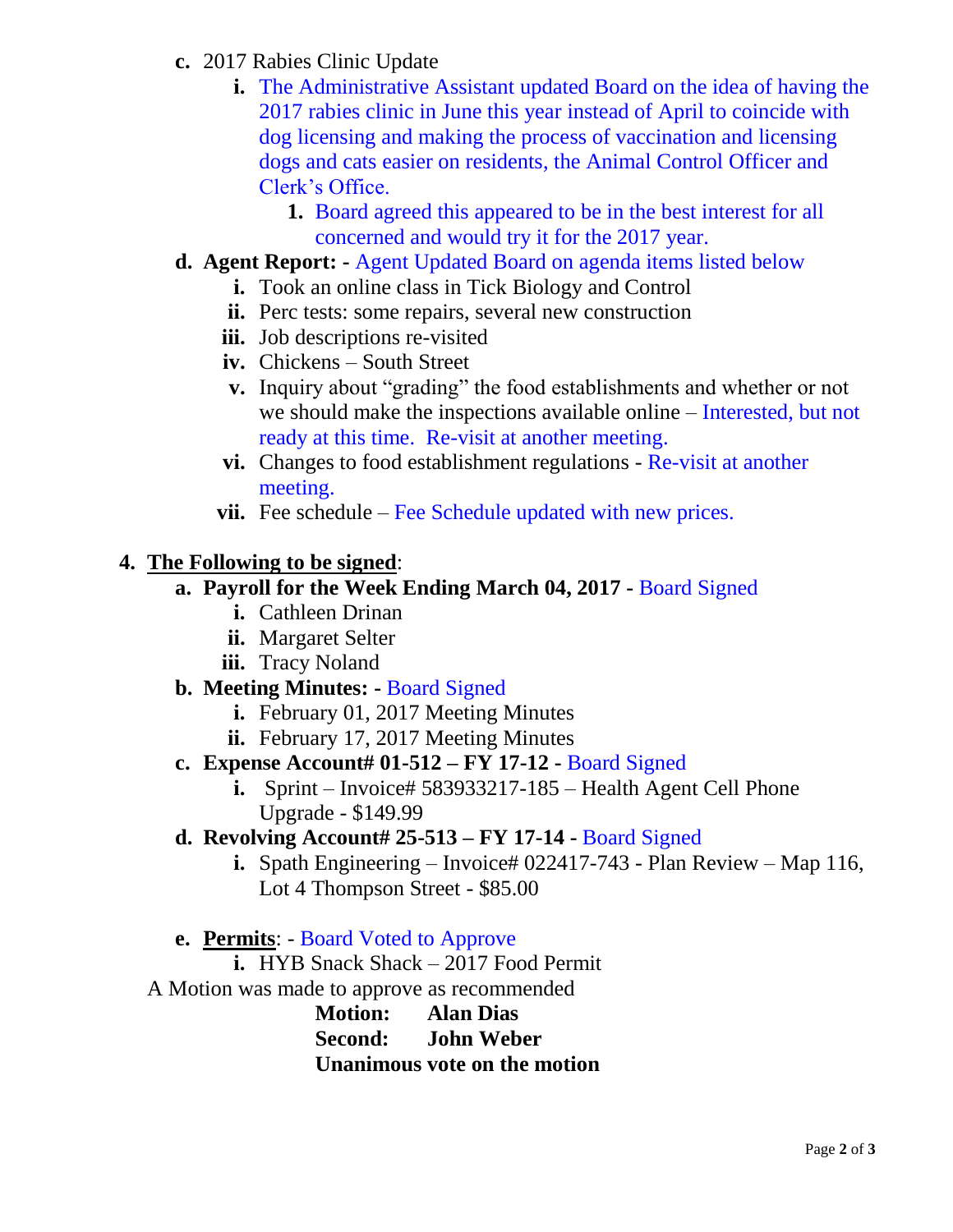c. 2017 Rabies Clinic Update
   i. The Administrative Assistant updated Board on the idea of having the 2017 rabies clinic in June this year instead of April to coincide with dog licensing and making the process of vaccination and licensing dogs and cats easier on residents, the Animal Control Officer and Clerk's Office.
      1. Board agreed this appeared to be in the best interest for all concerned and would try it for the 2017 year.

d. **Agent Report: -** Agent Updated Board on agenda items listed below
   i. Took an online class in Tick Biology and Control
   ii. Perc tests: some repairs, several new construction
   iii. Job descriptions re-visited
   iv. Chickens – South Street
   v. Inquiry about "grading" the food establishments and whether or not we should make the inspections available online – Interested, but not ready at this time. Re-visit at another meeting.
   vi. Changes to food establishment regulations - Re-visit at another meeting.
   vii. Fee schedule – Fee Schedule updated with new prices.

4. **<u>The Following to be signed</u>**:

a. **Payroll for the Week Ending March 04, 2017 -** Board Signed
   i. Cathleen Drinan
   ii. Margaret Selter
   iii. Tracy Noland

b. **Meeting Minutes: -** Board Signed
   i. February 01, 2017 Meeting Minutes
   ii. February 17, 2017 Meeting Minutes

c. **Expense Account# 01-512 – FY 17-12 -** Board Signed
   i. Sprint – Invoice# 583933217-185 – Health Agent Cell Phone Upgrade - $149.99

d. **Revolving Account# 25-513 – FY 17-14 -** Board Signed
   i. Spath Engineering – Invoice# 022417-743 - Plan Review – Map 116, Lot 4 Thompson Street - $85.00

e. **<u>Permits</u>**: - Board Voted to Approve
   i. HYB Snack Shack – 2017 Food Permit

A Motion was made to approve as recommended

**Motion: Alan Dias**
**Second: John Weber**
**Unanimous vote on the motion**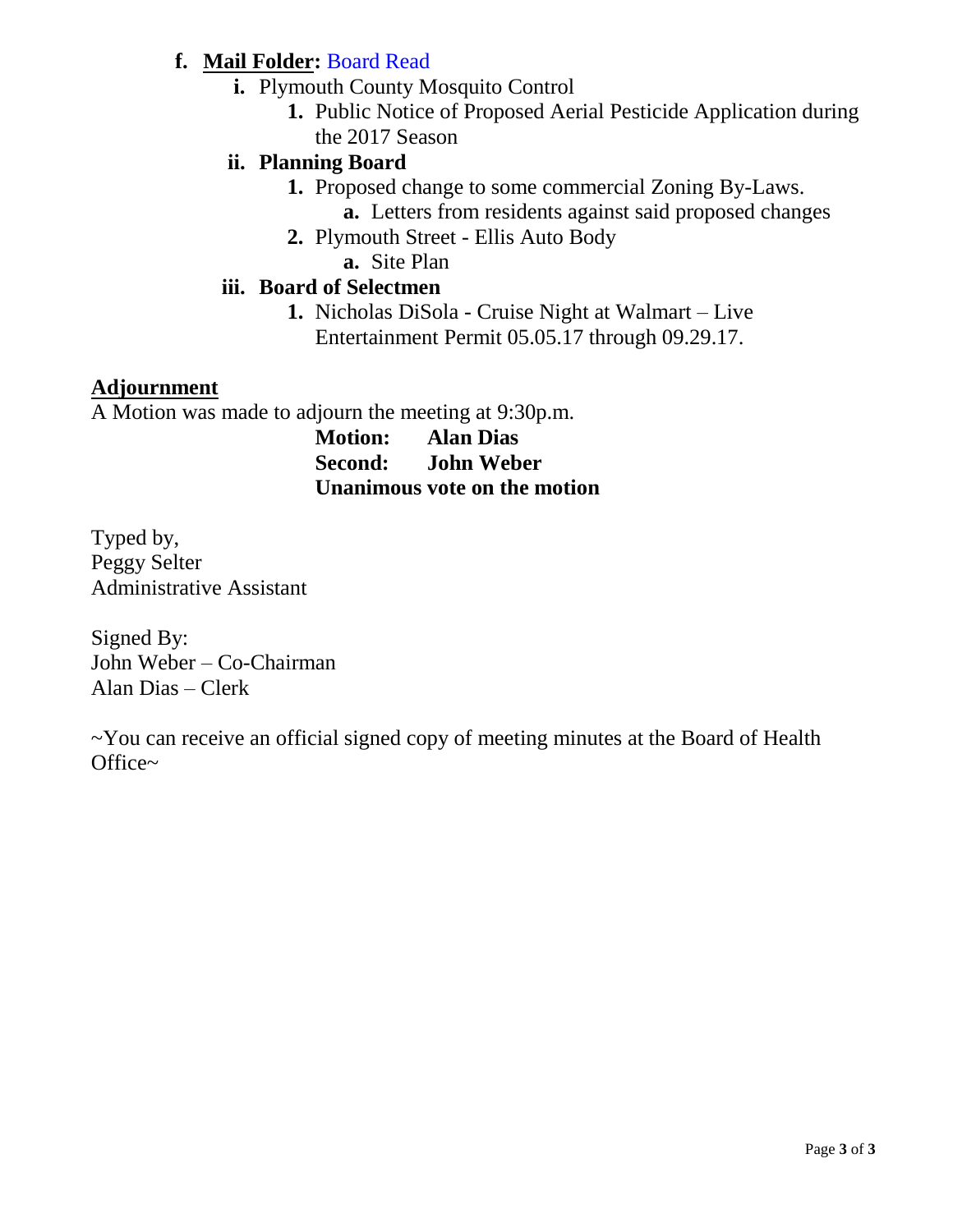- **f. Mail Folder:** Board Read
    - **i.** Plymouth County Mosquito Control
        - **1.** Public Notice of Proposed Aerial Pesticide Application during the 2017 Season
    - **ii. Planning Board**
        - **1.** Proposed change to some commercial Zoning By-Laws.
            - **a.** Letters from residents against said proposed changes
        - **2.** Plymouth Street - Ellis Auto Body
            - **a.** Site Plan
    - **iii. Board of Selectmen**
        - **1.** Nicholas DiSola - Cruise Night at Walmart – Live Entertainment Permit 05.05.17 through 09.29.17.

## Adjournment

A Motion was made to adjourn the meeting at 9:30p.m.

**Motion:** **Alan Dias**
**Second:** **John Weber**
**Unanimous vote on the motion**

Typed by,
Peggy Selter
Administrative Assistant

Signed By:
John Weber – Co-Chairman
Alan Dias – Clerk

~You can receive an official signed copy of meeting minutes at the Board of Health Office~